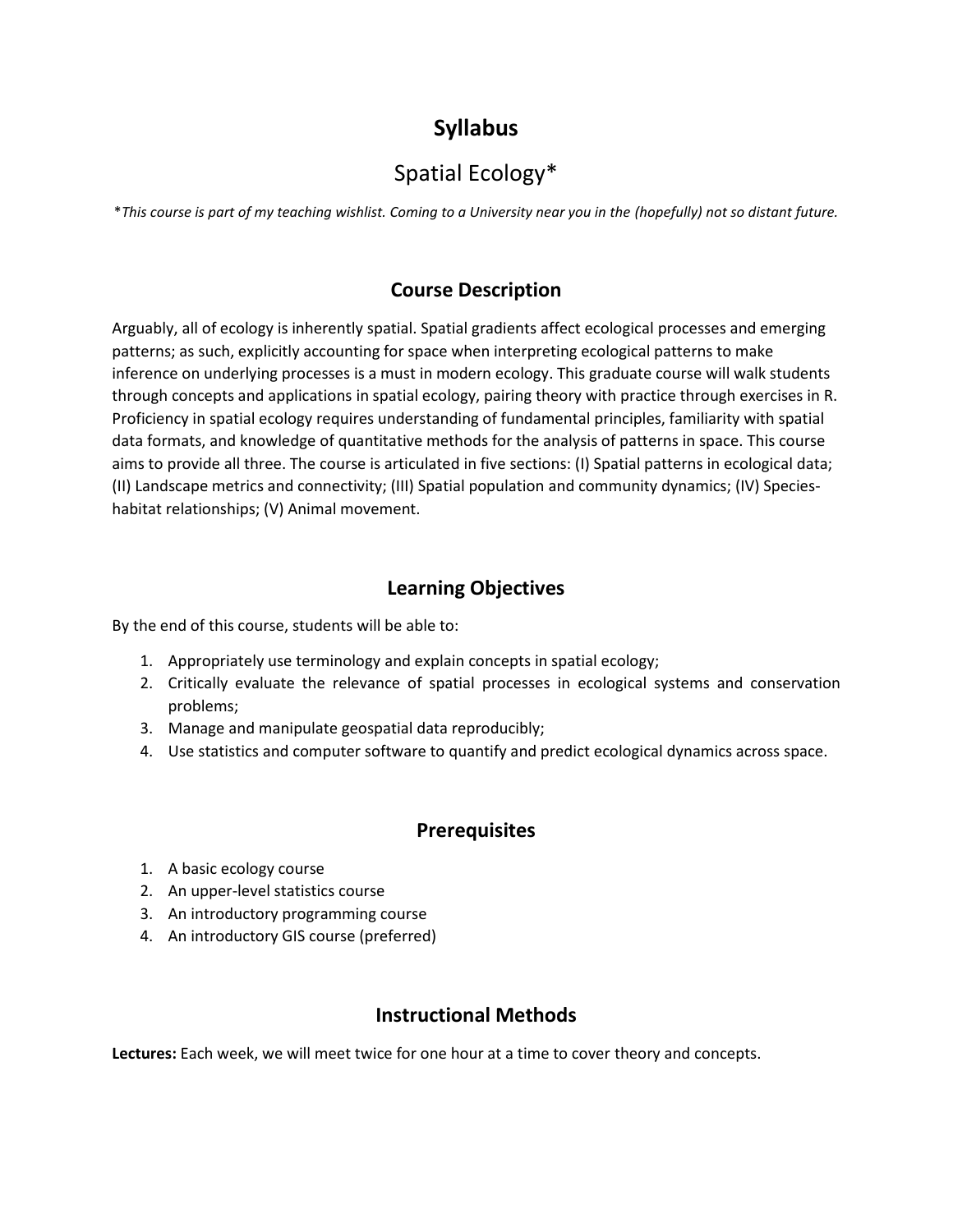# Syllabus

## Spatial Ecology*

*\*This course is part of my teaching wishlist. Coming to a University near you in the (hopefully) not so distant future.*

## Course Description

Arguably, all of ecology is inherently spatial. Spatial gradients affect ecological processes and emerging patterns; as such, explicitly accounting for space when interpreting ecological patterns to make inference on underlying processes is a must in modern ecology. This graduate course will walk students through concepts and applications in spatial ecology, pairing theory with practice through exercises in R. Proficiency in spatial ecology requires understanding of fundamental principles, familiarity with spatial data formats, and knowledge of quantitative methods for the analysis of patterns in space. This course aims to provide all three. The course is articulated in five sections: (I) Spatial patterns in ecological data; (II) Landscape metrics and connectivity; (III) Spatial population and community dynamics; (IV) Species-habitat relationships; (V) Animal movement.

## Learning Objectives

By the end of this course, students will be able to:

1. Appropriately use terminology and explain concepts in spatial ecology;
2. Critically evaluate the relevance of spatial processes in ecological systems and conservation problems;
3. Manage and manipulate geospatial data reproducibly;
4. Use statistics and computer software to quantify and predict ecological dynamics across space.

## Prerequisites

1. A basic ecology course
2. An upper-level statistics course
3. An introductory programming course
4. An introductory GIS course (preferred)

## Instructional Methods

**Lectures:** Each week, we will meet twice for one hour at a time to cover theory and concepts.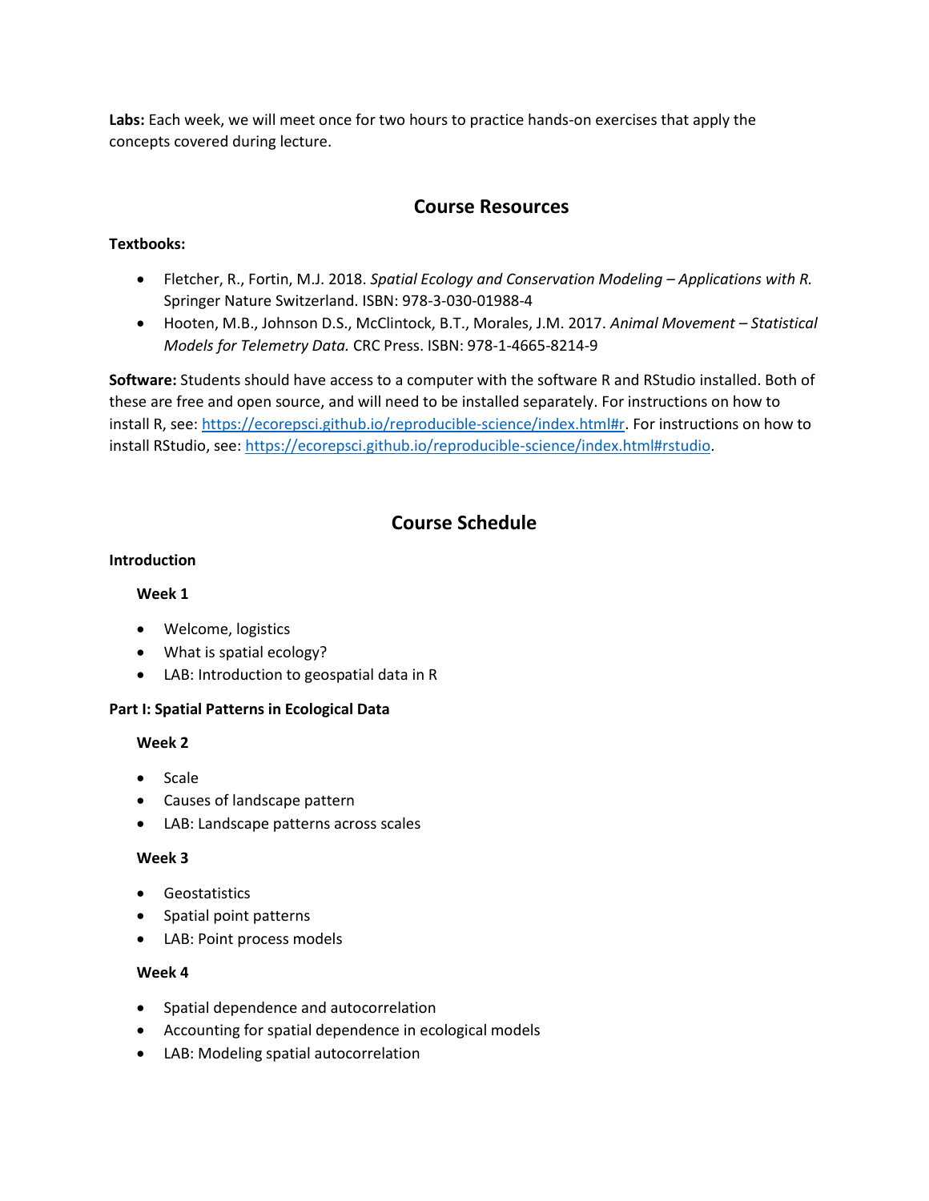**Labs:** Each week, we will meet once for two hours to practice hands-on exercises that apply the concepts covered during lecture.

## Course Resources

**Textbooks:**

- Fletcher, R., Fortin, M.J. 2018. *Spatial Ecology and Conservation Modeling – Applications with R.* Springer Nature Switzerland. ISBN: 978-3-030-01988-4
- Hooten, M.B., Johnson D.S., McClintock, B.T., Morales, J.M. 2017. *Animal Movement – Statistical Models for Telemetry Data.* CRC Press. ISBN: 978-1-4665-8214-9

**Software:** Students should have access to a computer with the software R and RStudio installed. Both of these are free and open source, and will need to be installed separately. For instructions on how to install R, see: [https://ecorepsci.github.io/reproducible-science/index.html#r](https://ecorepsci.github.io/reproducible-science/index.html#r). For instructions on how to install RStudio, see: [https://ecorepsci.github.io/reproducible-science/index.html#rstudio](https://ecorepsci.github.io/reproducible-science/index.html#rstudio).

## Course Schedule

**Introduction**

**Week 1**

- Welcome, logistics
- What is spatial ecology?
- LAB: Introduction to geospatial data in R

**Part I: Spatial Patterns in Ecological Data**

**Week 2**

- Scale
- Causes of landscape pattern
- LAB: Landscape patterns across scales

**Week 3**

- Geostatistics
- Spatial point patterns
- LAB: Point process models

**Week 4**

- Spatial dependence and autocorrelation
- Accounting for spatial dependence in ecological models
- LAB: Modeling spatial autocorrelation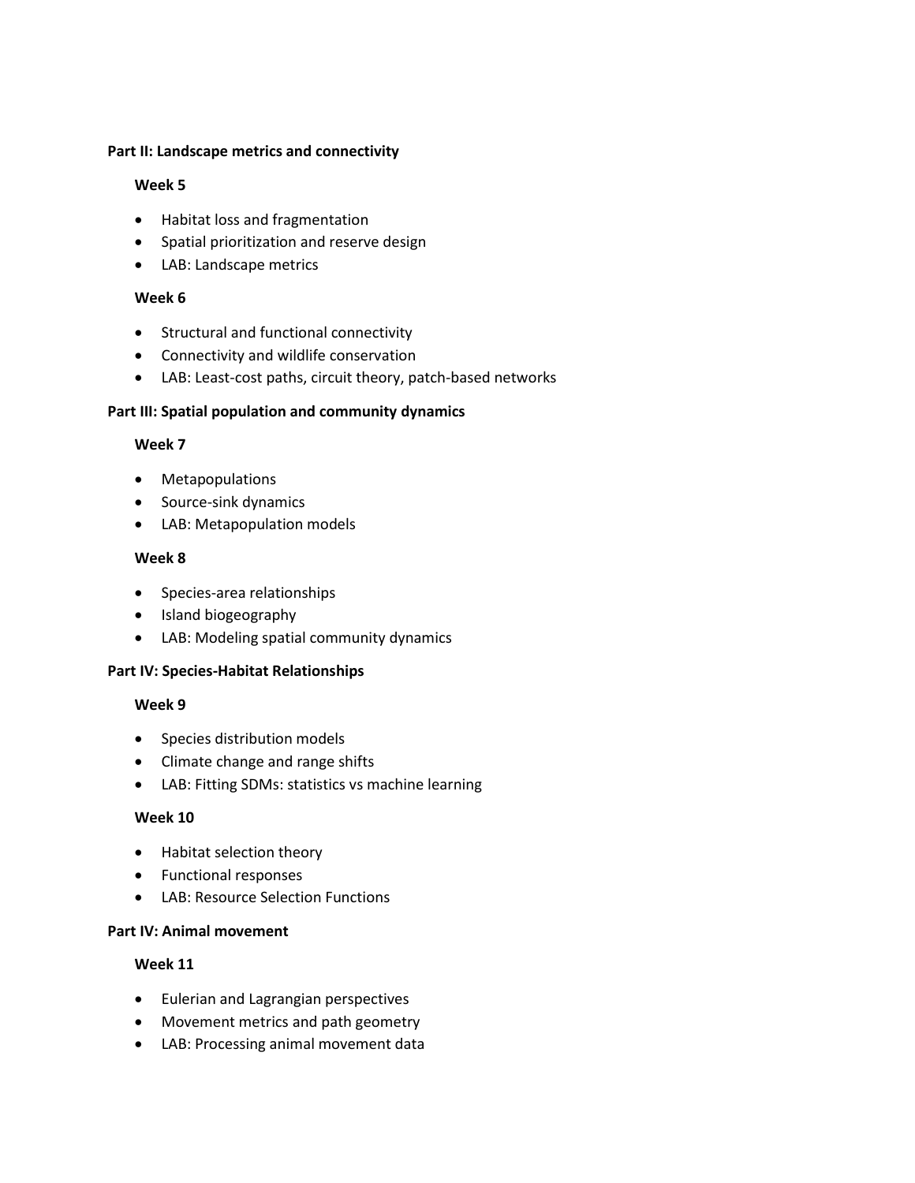**Part II: Landscape metrics and connectivity**

**Week 5**

- Habitat loss and fragmentation
- Spatial prioritization and reserve design
- LAB: Landscape metrics

**Week 6**

- Structural and functional connectivity
- Connectivity and wildlife conservation
- LAB: Least-cost paths, circuit theory, patch-based networks

**Part III: Spatial population and community dynamics**

**Week 7**

- Metapopulations
- Source-sink dynamics
- LAB: Metapopulation models

**Week 8**

- Species-area relationships
- Island biogeography
- LAB: Modeling spatial community dynamics

**Part IV: Species-Habitat Relationships**

**Week 9**

- Species distribution models
- Climate change and range shifts
- LAB: Fitting SDMs: statistics vs machine learning

**Week 10**

- Habitat selection theory
- Functional responses
- LAB: Resource Selection Functions

**Part IV: Animal movement**

**Week 11**

- Eulerian and Lagrangian perspectives
- Movement metrics and path geometry
- LAB: Processing animal movement data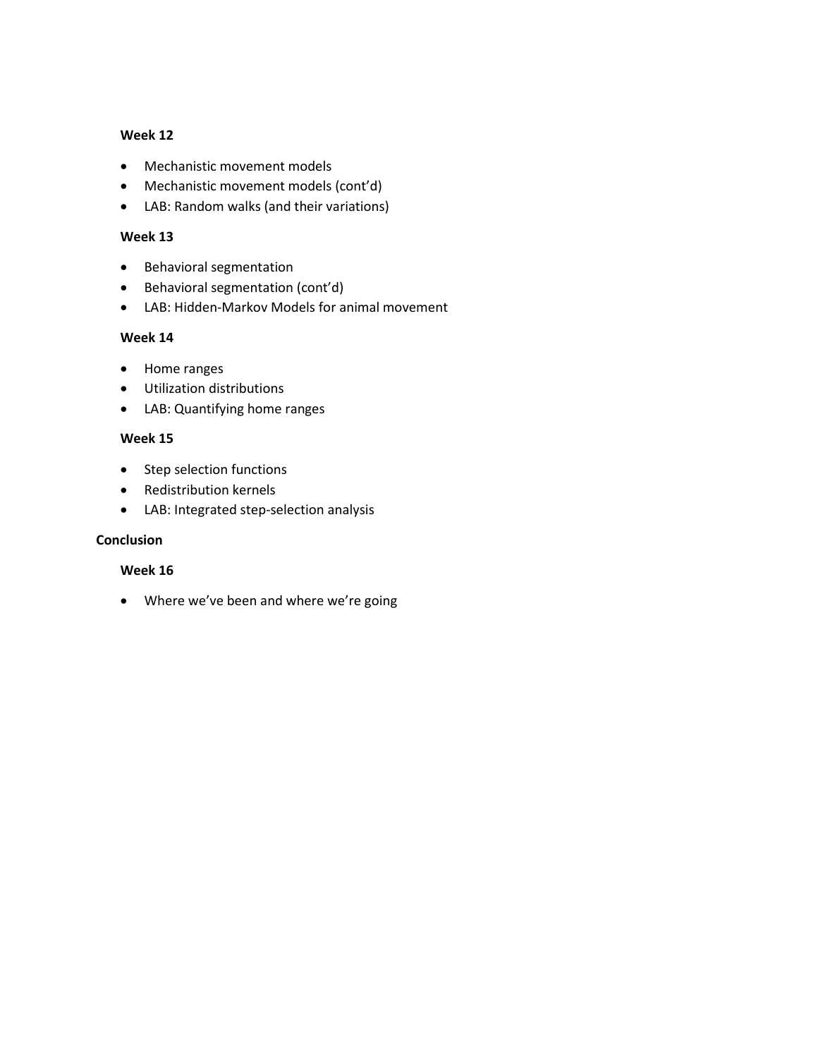**Week 12**

- Mechanistic movement models
- Mechanistic movement models (cont'd)
- LAB: Random walks (and their variations)

**Week 13**

- Behavioral segmentation
- Behavioral segmentation (cont'd)
- LAB: Hidden-Markov Models for animal movement

**Week 14**

- Home ranges
- Utilization distributions
- LAB: Quantifying home ranges

**Week 15**

- Step selection functions
- Redistribution kernels
- LAB: Integrated step-selection analysis

**Conclusion**

**Week 16**

- Where we've been and where we're going